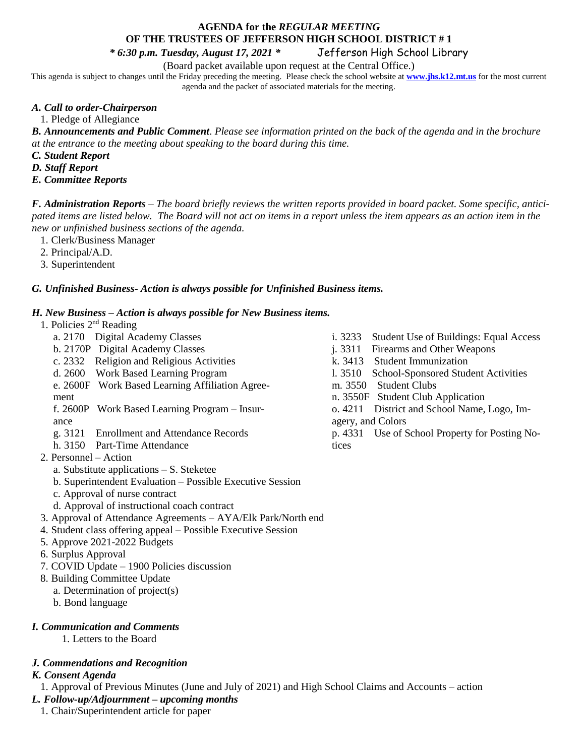# AGENDA for the *REGULAR MEETING*
# OF THE TRUSTEES OF JEFFERSON HIGH SCHOOL DISTRICT # 1

***\* 6:30 p.m. Tuesday, August 17, 2021 \**** Jefferson High School Library

(Board packet available upon request at the Central Office.)

This agenda is subject to changes until the Friday preceding the meeting. Please check the school website at **www.jhs.k12.mt.us** for the most current agenda and the packet of associated materials for the meeting.

***A. Call to order-Chairperson***

1. Pledge of Allegiance

***B. Announcements and Public Comment****. Please see information printed on the back of the agenda and in the brochure at the entrance to the meeting about speaking to the board during this time.*

***C. Student Report***

***D. Staff Report***

***E. Committee Reports***

***F. Administration Reports*** – *The board briefly reviews the written reports provided in board packet. Some specific, anticipated items are listed below. The Board will not act on items in a report unless the item appears as an action item in the new or unfinished business sections of the agenda.*

1. Clerk/Business Manager
2. Principal/A.D.
3. Superintendent

***G. Unfinished Business- Action is always possible for Unfinished Business items.***

***H. New Business – Action is always possible for New Business items.***

1. Policies 2nd Reading
   - a. 2170 Digital Academy Classes
   - b. 2170P Digital Academy Classes
   - c. 2332 Religion and Religious Activities
   - d. 2600 Work Based Learning Program
   - e. 2600F Work Based Learning Affiliation Agreement
   - f. 2600P Work Based Learning Program – Insurance
   - g. 3121 Enrollment and Attendance Records
   - h. 3150 Part-Time Attendance
   - i. 3233 Student Use of Buildings: Equal Access
   - j. 3311 Firearms and Other Weapons
   - k. 3413 Student Immunization
   - l. 3510 School-Sponsored Student Activities
   - m. 3550 Student Clubs
   - n. 3550F Student Club Application
   - o. 4211 District and School Name, Logo, Imagery, and Colors
   - p. 4331 Use of School Property for Posting Notices
2. Personnel – Action
   - a. Substitute applications – S. Steketee
   - b. Superintendent Evaluation – Possible Executive Session
   - c. Approval of nurse contract
   - d. Approval of instructional coach contract
3. Approval of Attendance Agreements – AYA/Elk Park/North end
4. Student class offering appeal – Possible Executive Session
5. Approve 2021-2022 Budgets
6. Surplus Approval
7. COVID Update – 1900 Policies discussion
8. Building Committee Update
   - a. Determination of project(s)
   - b. Bond language

***I. Communication and Comments***

1. Letters to the Board

***J. Commendations and Recognition***

***K. Consent Agenda***

1. Approval of Previous Minutes (June and July of 2021) and High School Claims and Accounts – action

***L. Follow-up/Adjournment – upcoming months***

1. Chair/Superintendent article for paper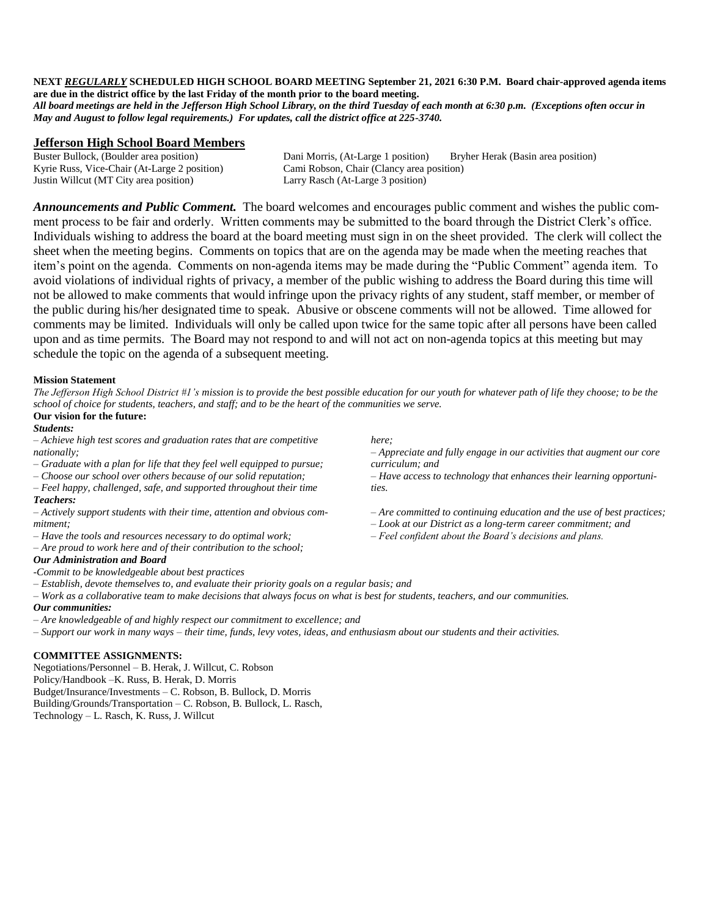**NEXT *REGULARLY* SCHEDULED HIGH SCHOOL BOARD MEETING September 21, 2021 6:30 P.M. Board chair-approved agenda items are due in the district office by the last Friday of the month prior to the board meeting.**

***All board meetings are held in the Jefferson High School Library, on the third Tuesday of each month at 6:30 p.m. (Exceptions often occur in May and August to follow legal requirements.) For updates, call the district office at 225-3740.***

## Jefferson High School Board Members

Buster Bullock, (Boulder area position)
Kyrie Russ, Vice-Chair (At-Large 2 position)
Justin Willcut (MT City area position)
Dani Morris, (At-Large 1 position)
Cami Robson, Chair (Clancy area position)
Larry Rasch (At-Large 3 position)
Bryher Herak (Basin area position)

***Announcements and Public Comment.*** The board welcomes and encourages public comment and wishes the public comment process to be fair and orderly. Written comments may be submitted to the board through the District Clerk's office. Individuals wishing to address the board at the board meeting must sign in on the sheet provided. The clerk will collect the sheet when the meeting begins. Comments on topics that are on the agenda may be made when the meeting reaches that item's point on the agenda. Comments on non-agenda items may be made during the "Public Comment" agenda item. To avoid violations of individual rights of privacy, a member of the public wishing to address the Board during this time will not be allowed to make comments that would infringe upon the privacy rights of any student, staff member, or member of the public during his/her designated time to speak. Abusive or obscene comments will not be allowed. Time allowed for comments may be limited. Individuals will only be called upon twice for the same topic after all persons have been called upon and as time permits. The Board may not respond to and will not act on non-agenda topics at this meeting but may schedule the topic on the agenda of a subsequent meeting.

**Mission Statement**

*The Jefferson High School District #1's mission is to provide the best possible education for our youth for whatever path of life they choose; to be the school of choice for students, teachers, and staff; and to be the heart of the communities we serve.*

**Our vision for the future:**

***Students:***

– *Achieve high test scores and graduation rates that are competitive nationally;*
– *Graduate with a plan for life that they feel well equipped to pursue;*
– *Choose our school over others because of our solid reputation;*
– *Feel happy, challenged, safe, and supported throughout their time here;*
– *Appreciate and fully engage in our activities that augment our core curriculum; and*
– *Have access to technology that enhances their learning opportunities.*

***Teachers:***

– *Actively support students with their time, attention and obvious commitment;*
– *Have the tools and resources necessary to do optimal work;*
– *Are proud to work here and of their contribution to the school;*
– *Are committed to continuing education and the use of best practices;*
– *Look at our District as a long-term career commitment; and*
– *Feel confident about the Board's decisions and plans.*

***Our Administration and Board***

-*Commit to be knowledgeable about best practices*
– *Establish, devote themselves to, and evaluate their priority goals on a regular basis; and*
– *Work as a collaborative team to make decisions that always focus on what is best for students, teachers, and our communities.*

***Our communities:***

– *Are knowledgeable of and highly respect our commitment to excellence; and*
– *Support our work in many ways – their time, funds, levy votes, ideas, and enthusiasm about our students and their activities.*

**COMMITTEE ASSIGNMENTS:**

Negotiations/Personnel – B. Herak, J. Willcut, C. Robson
Policy/Handbook –K. Russ, B. Herak, D. Morris
Budget/Insurance/Investments – C. Robson, B. Bullock, D. Morris
Building/Grounds/Transportation – C. Robson, B. Bullock, L. Rasch,
Technology – L. Rasch, K. Russ, J. Willcut